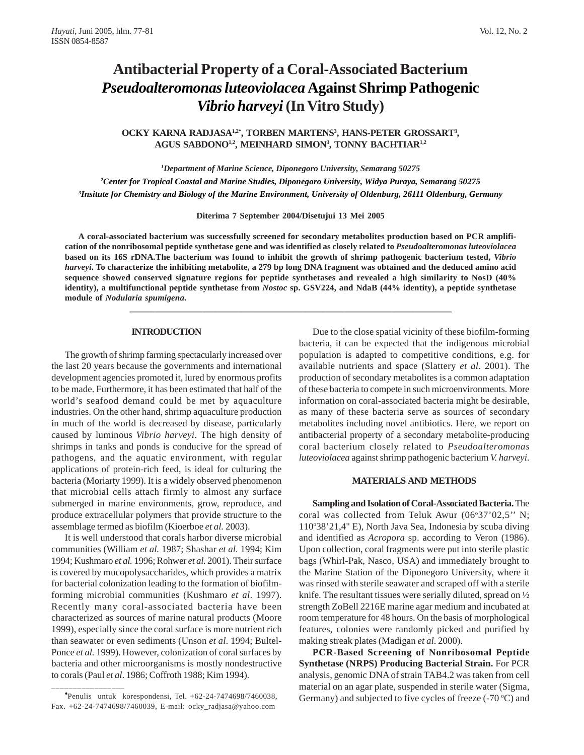# Antibacterial Property of a Coral-Associated Bacterium *Pseudoalteromonas luteoviolacea* Against Shrimp Pathogenic *Vibrio harveyi* (In Vitro Study)

**OCKY KARNA RADJASA[1,2*], TORBEN MARTENS[3], HANS-PETER GROSSART[3], AGUS SABDONO[1,2], MEINHARD SIMON[3], TONNY BACHTIAR[1,2]**

*[1]Department of Marine Science, Diponegoro University, Semarang 50275*

*[2]Center for Tropical Coastal and Marine Studies, Diponegoro University, Widya Puraya, Semarang 50275*

*[3]Insitute for Chemistry and Biology of the Marine Environment, University of Oldenburg, 26111 Oldenburg, Germany*

**Diterima 7 September 2004/Disetujui 13 Mei 2005**

**A coral-associated bacterium was successfully screened for secondary metabolites production based on PCR amplification of the nonribosomal peptide synthetase gene and was identified as closely related to *Pseudoalteromonas luteoviolacea* based on its 16S rDNA.The bacterium was found to inhibit the growth of shrimp pathogenic bacterium tested, *Vibrio harveyi*. To characterize the inhibiting metabolite, a 279 bp long DNA fragment was obtained and the deduced amino acid sequence showed conserved signature regions for peptide synthetases and revealed a high similarity to NosD (40% identity), a multifunctional peptide synthetase from *Nostoc* sp. GSV224, and NdaB (44% identity), a peptide synthetase module of *Nodularia spumigena*.**

---

## INTRODUCTION

The growth of shrimp farming spectacularly increased over the last 20 years because the governments and international development agencies promoted it, lured by enormous profits to be made. Furthermore, it has been estimated that half of the world's seafood demand could be met by aquaculture industries. On the other hand, shrimp aquaculture production in much of the world is decreased by disease, particularly caused by luminous *Vibrio harveyi*. The high density of shrimps in tanks and ponds is conducive for the spread of pathogens, and the aquatic environment, with regular applications of protein-rich feed, is ideal for culturing the bacteria (Moriarty 1999). It is a widely observed phenomenon that microbial cells attach firmly to almost any surface submerged in marine environments, grow, reproduce, and produce extracellular polymers that provide structure to the assemblage termed as biofilm (Kioerboe *et al.* 2003).

It is well understood that corals harbor diverse microbial communities (William *et al.* 1987; Shashar *et al.* 1994; Kim 1994; Kushmaro *et al.* 1996; Rohwer *et al.* 2001). Their surface is covered by mucopolysaccharides, which provides a matrix for bacterial colonization leading to the formation of biofilm-forming microbial communities (Kushmaro *et al*. 1997). Recently many coral-associated bacteria have been characterized as sources of marine natural products (Moore 1999), especially since the coral surface is more nutrient rich than seawater or even sediments (Unson *et al*. 1994; Bultel-Ponce *et al.* 1999). However, colonization of coral surfaces by bacteria and other microorganisms is mostly nondestructive to corals (Paul *et al*. 1986; Coffroth 1988; Kim 1994).

Due to the close spatial vicinity of these biofilm-forming bacteria, it can be expected that the indigenous microbial population is adapted to competitive conditions, e.g. for available nutrients and space (Slattery *et al*. 2001). The production of secondary metabolites is a common adaptation of these bacteria to compete in such microenvironments. More information on coral-associated bacteria might be desirable, as many of these bacteria serve as sources of secondary metabolites including novel antibiotics. Here, we report on antibacterial property of a secondary metabolite-producing coral bacterium closely related to *Pseudoalteromonas luteoviolacea* against shrimp pathogenic bacterium *V. harveyi*.

## MATERIALS AND METHODS

**Sampling and Isolation of Coral-Associated Bacteria.** The coral was collected from Teluk Awur (06°37'02,5'' N; 110°38'21,4" E), North Java Sea, Indonesia by scuba diving and identified as *Acropora* sp. according to Veron (1986). Upon collection, coral fragments were put into sterile plastic bags (Whirl-Pak, Nasco, USA) and immediately brought to the Marine Station of the Diponegoro University, where it was rinsed with sterile seawater and scraped off with a sterile knife. The resultant tissues were serially diluted, spread on ½ strength ZoBell 2216E marine agar medium and incubated at room temperature for 48 hours. On the basis of morphological features, colonies were randomly picked and purified by making streak plates (Madigan *et al*. 2000).

**PCR-Based Screening of Nonribosomal Peptide Synthetase (NRPS) Producing Bacterial Strain.** For PCR analysis, genomic DNA of strain TAB4.2 was taken from cell material on an agar plate, suspended in sterile water (Sigma, Germany) and subjected to five cycles of freeze (-70 °C) and

---

*Penulis untuk korespondensi, Tel. +62-24-7474698/7460038, Fax. +62-24-7474698/7460039, E-mail: ocky_radjasa@yahoo.com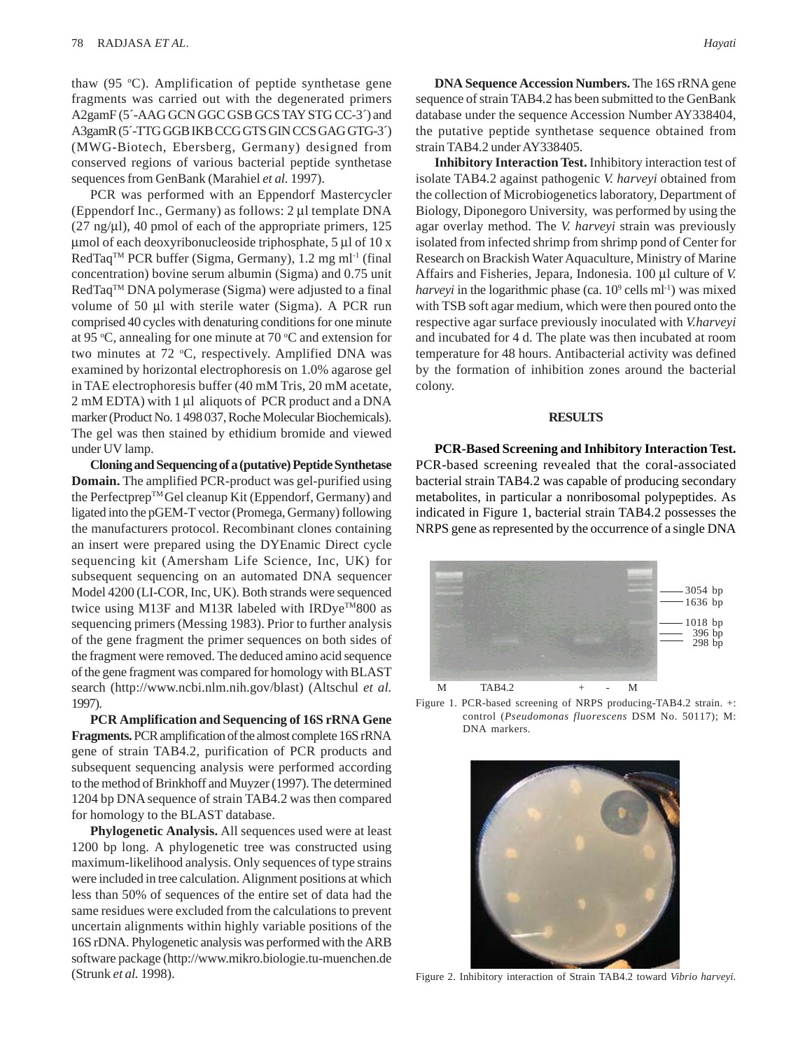thaw (95 °C). Amplification of peptide synthetase gene fragments was carried out with the degenerated primers A2gamF (5´-AAG GCN GGC GSB GCS TAY STG CC-3´) and A3gamR (5´-TTG GGB IKB CCG GTS GIN CCS GAG GTG-3´) (MWG-Biotech, Ebersberg, Germany) designed from conserved regions of various bacterial peptide synthetase sequences from GenBank (Marahiel *et al.* 1997).

PCR was performed with an Eppendorf Mastercycler (Eppendorf Inc., Germany) as follows: 2 µl template DNA (27 ng/µl), 40 pmol of each of the appropriate primers, 125 µmol of each deoxyribonucleoside triphosphate, 5 µl of 10 x RedTaq™ PCR buffer (Sigma, Germany), 1.2 mg ml$^{-1}$ (final concentration) bovine serum albumin (Sigma) and 0.75 unit RedTaq™ DNA polymerase (Sigma) were adjusted to a final volume of 50 µl with sterile water (Sigma). A PCR run comprised 40 cycles with denaturing conditions for one minute at 95 °C, annealing for one minute at 70 °C and extension for two minutes at 72 °C, respectively. Amplified DNA was examined by horizontal electrophoresis on 1.0% agarose gel in TAE electrophoresis buffer (40 mM Tris, 20 mM acetate, 2 mM EDTA) with 1 µl aliquots of PCR product and a DNA marker (Product No. 1 498 037, Roche Molecular Biochemicals). The gel was then stained by ethidium bromide and viewed under UV lamp.

**Cloning and Sequencing of a (putative) Peptide Synthetase Domain.** The amplified PCR-product was gel-purified using the Perfectprep™ Gel cleanup Kit (Eppendorf, Germany) and ligated into the pGEM-T vector (Promega, Germany) following the manufacturers protocol. Recombinant clones containing an insert were prepared using the DYEnamic Direct cycle sequencing kit (Amersham Life Science, Inc, UK) for subsequent sequencing on an automated DNA sequencer Model 4200 (LI-COR, Inc, UK). Both strands were sequenced twice using M13F and M13R labeled with IRDye™800 as sequencing primers (Messing 1983). Prior to further analysis of the gene fragment the primer sequences on both sides of the fragment were removed. The deduced amino acid sequence of the gene fragment was compared for homology with BLAST search (http://www.ncbi.nlm.nih.gov/blast) (Altschul *et al.* 1997).

**PCR Amplification and Sequencing of 16S rRNA Gene Fragments.** PCR amplification of the almost complete 16S rRNA gene of strain TAB4.2, purification of PCR products and subsequent sequencing analysis were performed according to the method of Brinkhoff and Muyzer (1997). The determined 1204 bp DNA sequence of strain TAB4.2 was then compared for homology to the BLAST database.

**Phylogenetic Analysis.** All sequences used were at least 1200 bp long. A phylogenetic tree was constructed using maximum-likelihood analysis. Only sequences of type strains were included in tree calculation. Alignment positions at which less than 50% of sequences of the entire set of data had the same residues were excluded from the calculations to prevent uncertain alignments within highly variable positions of the 16S rDNA. Phylogenetic analysis was performed with the ARB software package (http://www.mikro.biologie.tu-muenchen.de (Strunk *et al.* 1998).

**DNA Sequence Accession Numbers.** The 16S rRNA gene sequence of strain TAB4.2 has been submitted to the GenBank database under the sequence Accession Number AY338404, the putative peptide synthetase sequence obtained from strain TAB4.2 under AY338405.

**Inhibitory Interaction Test.** Inhibitory interaction test of isolate TAB4.2 against pathogenic *V. harveyi* obtained from the collection of Microbiogenetics laboratory, Department of Biology, Diponegoro University, was performed by using the agar overlay method. The *V. harveyi* strain was previously isolated from infected shrimp from shrimp pond of Center for Research on Brackish Water Aquaculture, Ministry of Marine Affairs and Fisheries, Jepara, Indonesia. 100 µl culture of *V. harveyi* in the logarithmic phase (ca. $10^9$ cells ml$^{-1}$) was mixed with TSB soft agar medium, which were then poured onto the respective agar surface previously inoculated with *V.harveyi* and incubated for 4 d. The plate was then incubated at room temperature for 48 hours. Antibacterial activity was defined by the formation of inhibition zones around the bacterial colony.

## RESULTS

**PCR-Based Screening and Inhibitory Interaction Test.** PCR-based screening revealed that the coral-associated bacterial strain TAB4.2 was capable of producing secondary metabolites, in particular a nonribosomal polypeptides. As indicated in Figure 1, bacterial strain TAB4.2 possesses the NRPS gene as represented by the occurrence of a single DNA

3054 bp
1636 bp
1018 bp
396 bp
298 bp

M TAB4.2 + - M

Figure 1. PCR-based screening of NRPS producing-TAB4.2 strain. +: control (*Pseudomonas fluorescens* DSM No. 50117); M: DNA markers.

Figure 2. Inhibitory interaction of Strain TAB4.2 toward *Vibrio harveyi*.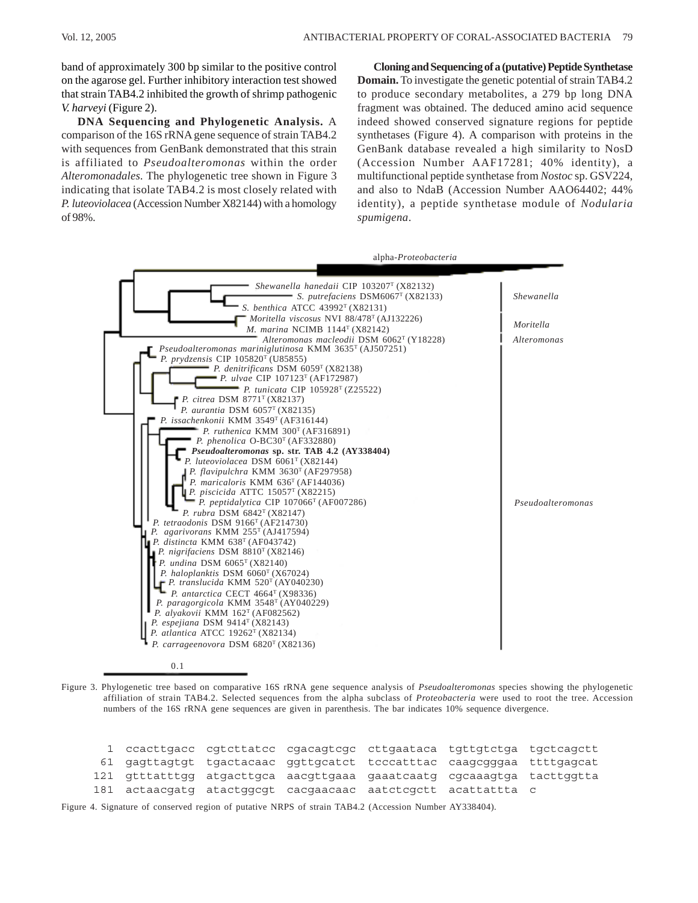band of approximately 300 bp similar to the positive control on the agarose gel. Further inhibitory interaction test showed that strain TAB4.2 inhibited the growth of shrimp pathogenic *V. harveyi* (Figure 2).

**DNA Sequencing and Phylogenetic Analysis.** A comparison of the 16S rRNA gene sequence of strain TAB4.2 with sequences from GenBank demonstrated that this strain is affiliated to *Pseudoalteromonas* within the order *Alteromonadales*. The phylogenetic tree shown in Figure 3 indicating that isolate TAB4.2 is most closely related with *P. luteoviolacea* (Accession Number X82144) with a homology of 98%.

**Cloning and Sequencing of a (putative) Peptide Synthetase Domain.** To investigate the genetic potential of strain TAB4.2 to produce secondary metabolites, a 279 bp long DNA fragment was obtained. The deduced amino acid sequence indeed showed conserved signature regions for peptide synthetases (Figure 4). A comparison with proteins in the GenBank database revealed a high similarity to NosD (Accession Number AAF17281; 40% identity), a multifunctional peptide synthetase from *Nostoc* sp. GSV224, and also to NdaB (Accession Number AAO64402; 44% identity), a peptide synthetase module of *Nodularia spumigena*.

Figure 3. Phylogenetic tree based on comparative 16S rRNA gene sequence analysis of *Pseudoalteromonas* species showing the phylogenetic affiliation of strain TAB4.2. Selected sequences from the alpha subclass of *Proteobacteria* were used to root the tree. Accession numbers of the 16S rRNA gene sequences are given in parenthesis. The bar indicates 10% sequence divergence.

```
  1 ccacttgacc cgtcttatcc cgacagtcgc cttgaataca tgttgtctga tgctcagctt
 61 gagttagtgt tgactacaac ggttgcatct tcccatttac caagcgggaa ttttgagcat
121 gtttatttgg atgacttgca aacgttgaaa gaaatcaatg cgcaaagtga tacttggtta
181 actaacgatg atactggcgt cacgaacaac aatctcgctt acattattta c
```

Figure 4. Signature of conserved region of putative NRPS of strain TAB4.2 (Accession Number AY338404).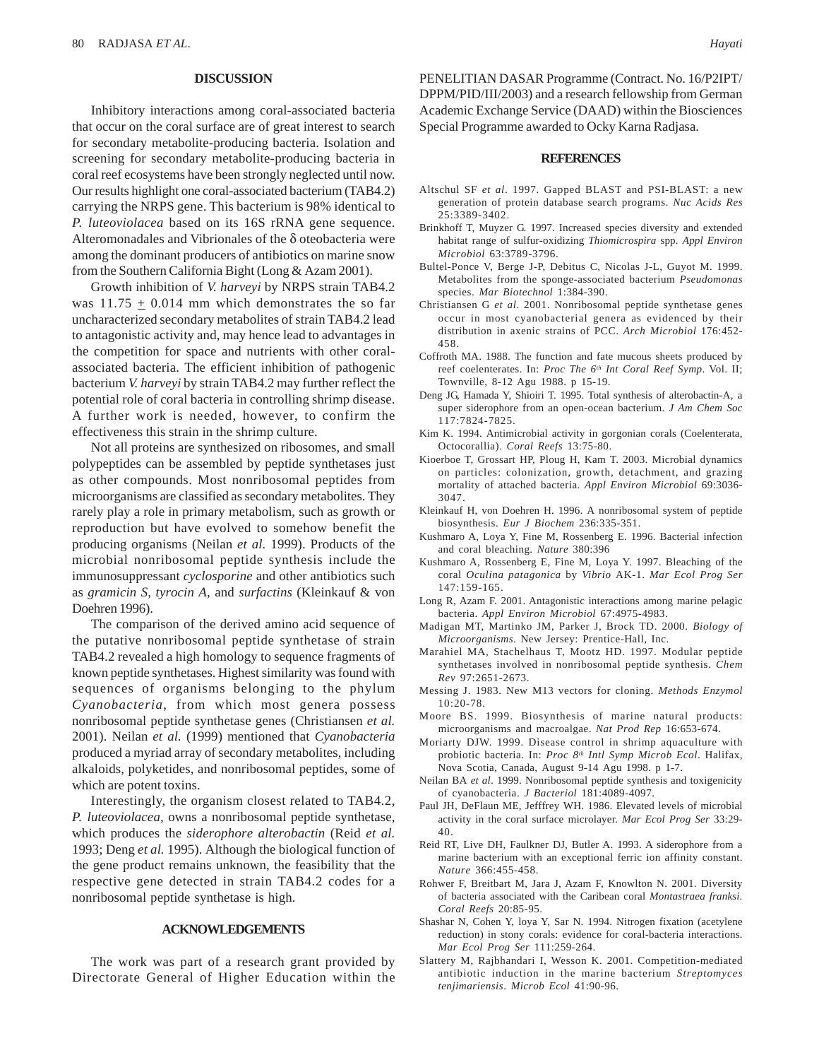## DISCUSSION

Inhibitory interactions among coral-associated bacteria that occur on the coral surface are of great interest to search for secondary metabolite-producing bacteria. Isolation and screening for secondary metabolite-producing bacteria in coral reef ecosystems have been strongly neglected until now. Our results highlight one coral-associated bacterium (TAB4.2) carrying the NRPS gene. This bacterium is 98% identical to *P. luteoviolacea* based on its 16S rRNA gene sequence. Alteromonadales and Vibrionales of the δ oteobacteria were among the dominant producers of antibiotics on marine snow from the Southern California Bight (Long & Azam 2001).

Growth inhibition of *V. harveyi* by NRPS strain TAB4.2 was $11.75 \pm 0.014$ mm which demonstrates the so far uncharacterized secondary metabolites of strain TAB4.2 lead to antagonistic activity and, may hence lead to advantages in the competition for space and nutrients with other coral-associated bacteria. The efficient inhibition of pathogenic bacterium *V. harveyi* by strain TAB4.2 may further reflect the potential role of coral bacteria in controlling shrimp disease. A further work is needed, however, to confirm the effectiveness this strain in the shrimp culture.

Not all proteins are synthesized on ribosomes, and small polypeptides can be assembled by peptide synthetases just as other compounds. Most nonribosomal peptides from microorganisms are classified as secondary metabolites. They rarely play a role in primary metabolism, such as growth or reproduction but have evolved to somehow benefit the producing organisms (Neilan *et al.* 1999). Products of the microbial nonribosomal peptide synthesis include the immunosuppressant *cyclosporine* and other antibiotics such as *gramicin S, tyrocin A,* and *surfactins* (Kleinkauf & von Doehren 1996).

The comparison of the derived amino acid sequence of the putative nonribosomal peptide synthetase of strain TAB4.2 revealed a high homology to sequence fragments of known peptide synthetases. Highest similarity was found with sequences of organisms belonging to the phylum *Cyanobacteria*, from which most genera possess nonribosomal peptide synthetase genes (Christiansen *et al.* 2001). Neilan *et al.* (1999) mentioned that *Cyanobacteria* produced a myriad array of secondary metabolites, including alkaloids, polyketides, and nonribosomal peptides, some of which are potent toxins.

Interestingly, the organism closest related to TAB4.2, *P. luteoviolacea*, owns a nonribosomal peptide synthetase, which produces the *siderophore alterobactin* (Reid *et al.* 1993; Deng *et al.* 1995). Although the biological function of the gene product remains unknown, the feasibility that the respective gene detected in strain TAB4.2 codes for a nonribosomal peptide synthetase is high.

## ACKNOWLEDGEMENTS

The work was part of a research grant provided by Directorate General of Higher Education within the PENELITIAN DASAR Programme (Contract. No. 16/P2IPT/DPPM/PID/III/2003) and a research fellowship from German Academic Exchange Service (DAAD) within the Biosciences Special Programme awarded to Ocky Karna Radjasa.

## REFERENCES

Altschul SF *et al*. 1997. Gapped BLAST and PSI-BLAST: a new generation of protein database search programs. *Nuc Acids Res* 25:3389-3402.

Brinkhoff T, Muyzer G. 1997. Increased species diversity and extended habitat range of sulfur-oxidizing *Thiomicrospira* spp. *Appl Environ Microbiol* 63:3789-3796.

Bultel-Ponce V, Berge J-P, Debitus C, Nicolas J-L, Guyot M. 1999. Metabolites from the sponge-associated bacterium *Pseudomonas* species. *Mar Biotechnol* 1:384-390.

Christiansen G *et al*. 2001. Nonribosomal peptide synthetase genes occur in most cyanobacterial genera as evidenced by their distribution in axenic strains of PCC. *Arch Microbiol* 176:452-458.

Coffroth MA. 1988. The function and fate mucous sheets produced by reef coelenterates. In: *Proc The 6th Int Coral Reef Symp*. Vol. II; Townville, 8-12 Agu 1988. p 15-19.

Deng JG, Hamada Y, Shioiri T. 1995. Total synthesis of alterobactin-A, a super siderophore from an open-ocean bacterium. *J Am Chem Soc* 117:7824-7825.

Kim K. 1994. Antimicrobial activity in gorgonian corals (Coelenterata, Octocorallia). *Coral Reefs* 13:75-80.

Kioerboe T, Grossart HP, Ploug H, Kam T. 2003. Microbial dynamics on particles: colonization, growth, detachment, and grazing mortality of attached bacteria. *Appl Environ Microbiol* 69:3036-3047.

Kleinkauf H, von Doehren H. 1996. A nonribosomal system of peptide biosynthesis. *Eur J Biochem* 236:335-351.

Kushmaro A, Loya Y, Fine M, Rossenberg E. 1996. Bacterial infection and coral bleaching. *Nature* 380:396

Kushmaro A, Rossenberg E, Fine M, Loya Y. 1997. Bleaching of the coral *Oculina patagonica* by *Vibrio* AK-1. *Mar Ecol Prog Ser* 147:159-165.

Long R, Azam F. 2001. Antagonistic interactions among marine pelagic bacteria. *Appl Environ Microbiol* 67:4975-4983.

Madigan MT, Martinko JM, Parker J, Brock TD. 2000. *Biology of Microorganisms*. New Jersey: Prentice-Hall, Inc.

Marahiel MA, Stachelhaus T, Mootz HD. 1997. Modular peptide synthetases involved in nonribosomal peptide synthesis. *Chem Rev* 97:2651-2673.

Messing J. 1983. New M13 vectors for cloning. *Methods Enzymol* 10:20-78.

Moore BS. 1999. Biosynthesis of marine natural products: microorganisms and macroalgae. *Nat Prod Rep* 16:653-674.

Moriarty DJW. 1999. Disease control in shrimp aquaculture with probiotic bacteria. In: *Proc 8th Intl Symp Microb Ecol*. Halifax, Nova Scotia, Canada, August 9-14 Agu 1998. p 1-7.

Neilan BA *et al*. 1999. Nonribosomal peptide synthesis and toxigenicity of cyanobacteria. *J Bacteriol* 181:4089-4097.

Paul JH, DeFlaun ME, Jefffrey WH. 1986. Elevated levels of microbial activity in the coral surface microlayer. *Mar Ecol Prog Ser* 33:29-40.

Reid RT, Live DH, Faulkner DJ, Butler A. 1993. A siderophore from a marine bacterium with an exceptional ferric ion affinity constant. *Nature* 366:455-458.

Rohwer F, Breitbart M, Jara J, Azam F, Knowlton N. 2001. Diversity of bacteria associated with the Caribean coral *Montastraea franksi*. *Coral Reefs* 20:85-95.

Shashar N, Cohen Y, loya Y, Sar N. 1994. Nitrogen fixation (acetylene reduction) in stony corals: evidence for coral-bacteria interactions. *Mar Ecol Prog Ser* 111:259-264.

Slattery M, Rajbhandari I, Wesson K. 2001. Competition-mediated antibiotic induction in the marine bacterium *Streptomyces tenjimariensis*. *Microb Ecol* 41:90-96.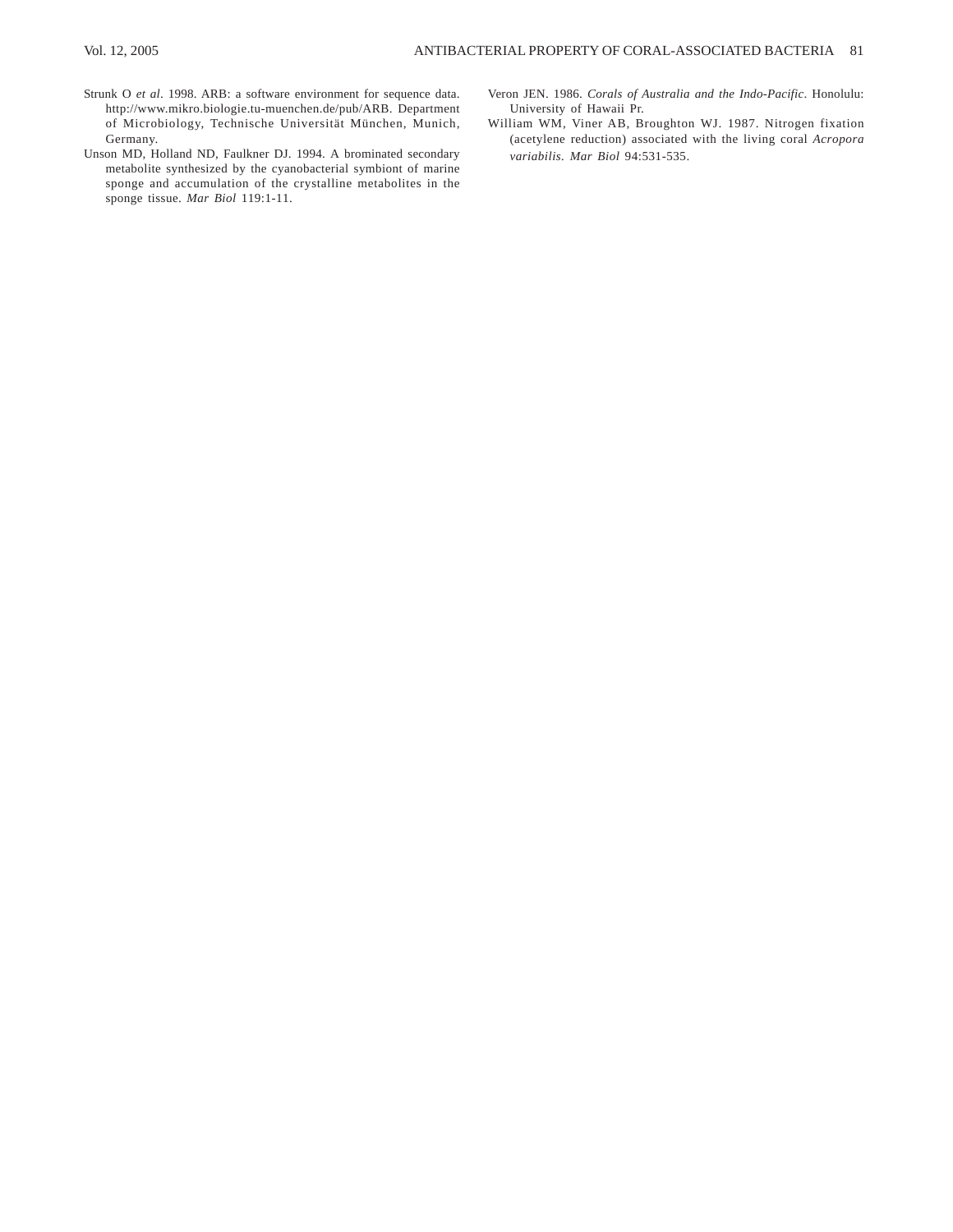Strunk O *et al*. 1998. ARB: a software environment for sequence data. http://www.mikro.biologie.tu-muenchen.de/pub/ARB. Department of Microbiology, Technische Universität München, Munich, Germany.

Unson MD, Holland ND, Faulkner DJ. 1994. A brominated secondary metabolite synthesized by the cyanobacterial symbiont of marine sponge and accumulation of the crystalline metabolites in the sponge tissue. *Mar Biol* 119:1-11.

Veron JEN. 1986. *Corals of Australia and the Indo-Pacific*. Honolulu: University of Hawaii Pr.

William WM, Viner AB, Broughton WJ. 1987. Nitrogen fixation (acetylene reduction) associated with the living coral *Acropora variabilis*. *Mar Biol* 94:531-535.